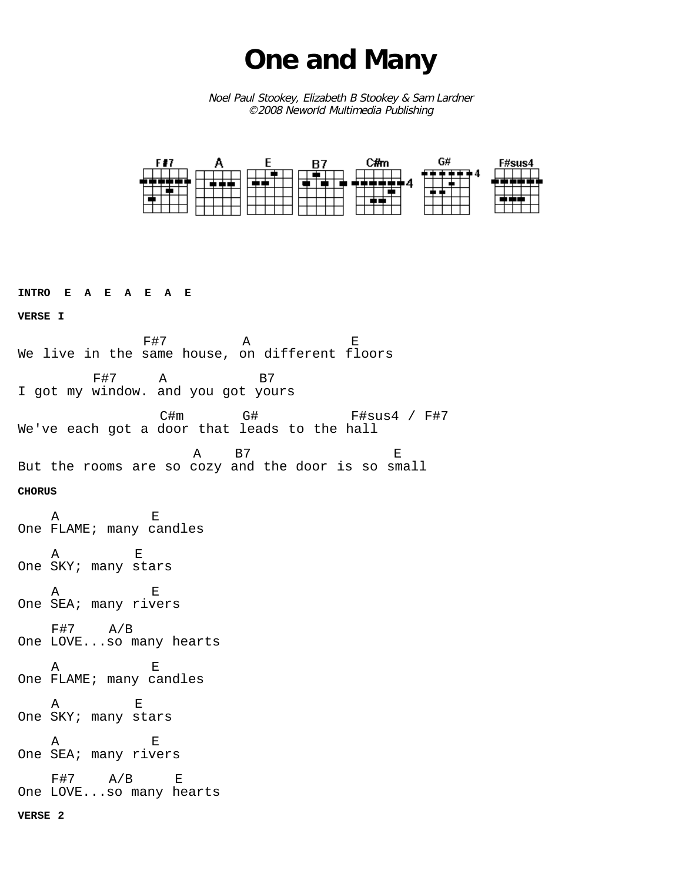# One and Many

*Noel Paul Stookey, Elizabeth B Stookey & Sam Lardner*
*©2008 Neworld Multimedia Publishing*

F#7 A E B7 C#m G# F#sus4

**INTRO  E  A  E  A  E  A  E**

**VERSE I**

```
                F#7         A            E
We live in the same house, on different floors

         F#7     A           B7
I got my window. and you got yours

                  C#m       G#            F#sus4 / F#7
We've each got a door that leads to the hall

                      A    B7                 E
But the rooms are so cozy and the door is so small
```

**CHORUS**

```
    A           E
One FLAME; many candles

    A         E
One SKY; many stars

    A           E
One SEA; many rivers

    F#7    A/B
One LOVE...so many hearts

    A           E
One FLAME; many candles

    A         E
One SKY; many stars

    A           E
One SEA; many rivers

    F#7    A/B     E
One LOVE...so many hearts
```

**VERSE 2**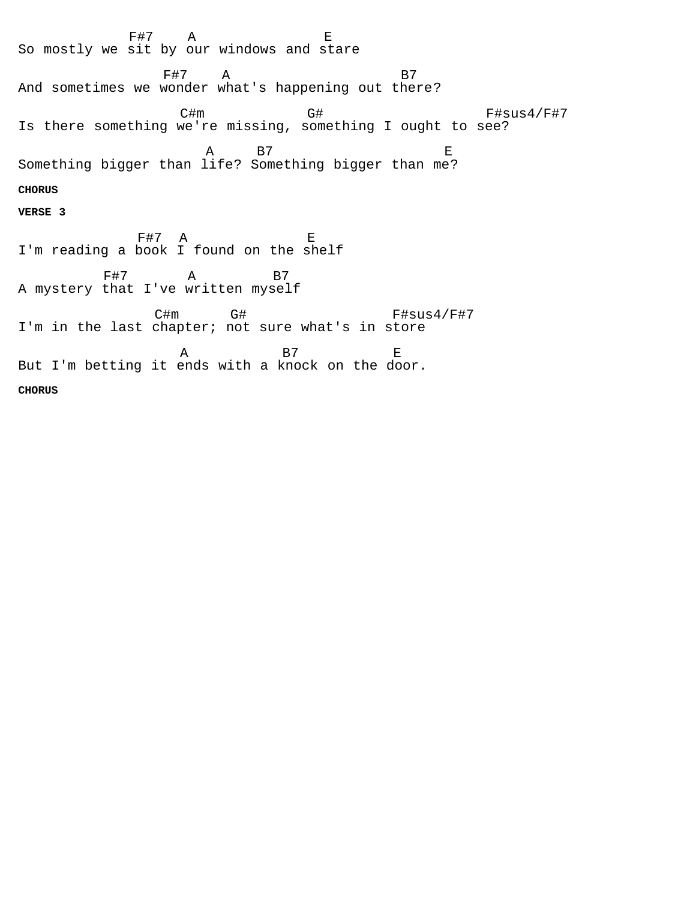```
             F#7    A               E
So mostly we sit by our windows and stare

                 F#7    A                     B7
And sometimes we wonder what's happening out there?

                   C#m             G#                   F#sus4/F#7
Is there something we're missing, something I ought to see?

                      A     B7                    E
Something bigger than life? Something bigger than me?
```

**CHORUS**

**VERSE 3**

```
              F#7  A              E
I'm reading a book I found on the shelf

          F#7       A         B7
A mystery that I've written myself

                C#m      G#                 F#sus4/F#7
I'm in the last chapter; not sure what's in store

                   A          B7           E
But I'm betting it ends with a knock on the door.
```

**CHORUS**